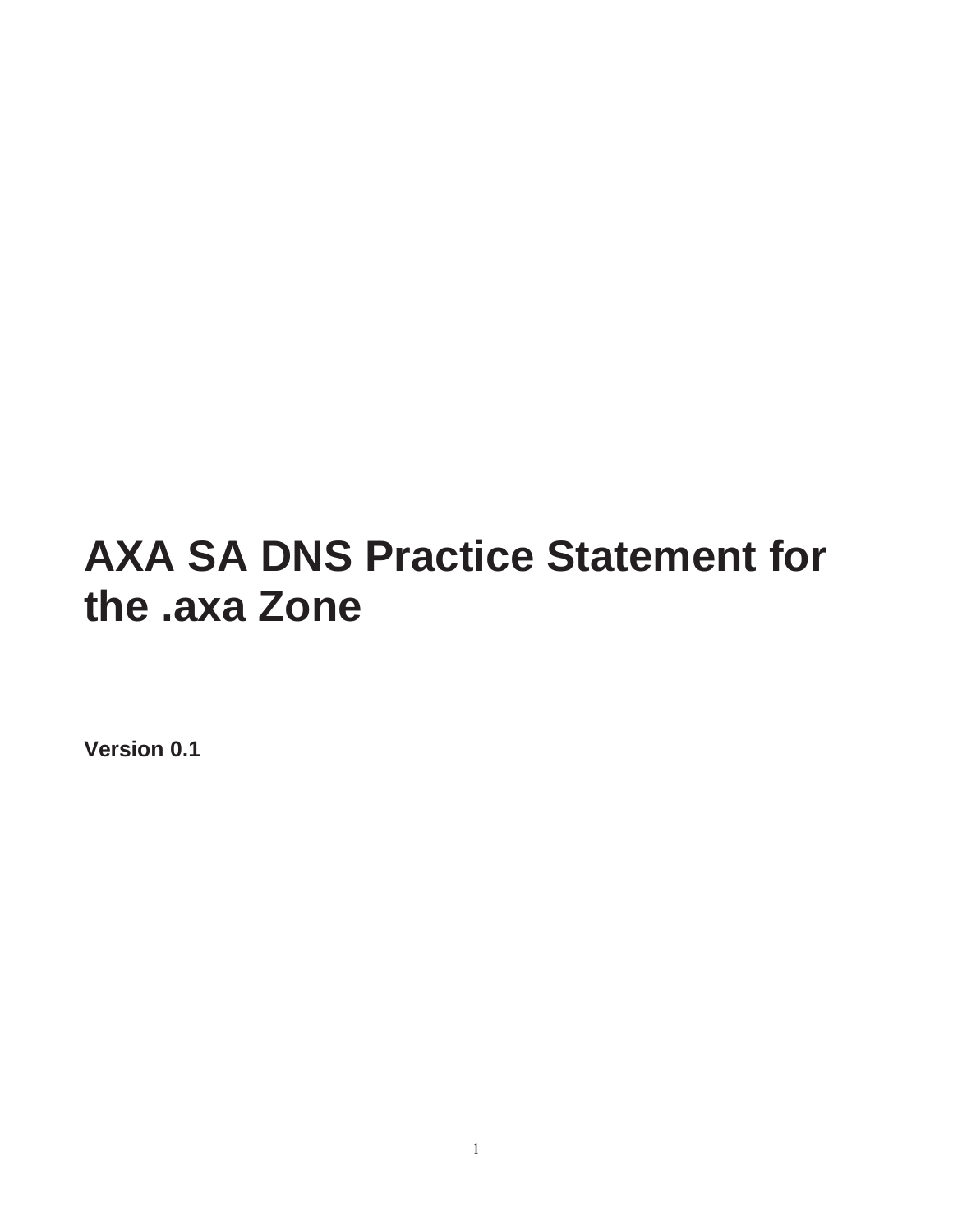# AXA SA DNS Practice Statement for the .axa Zone

**Version 0.1**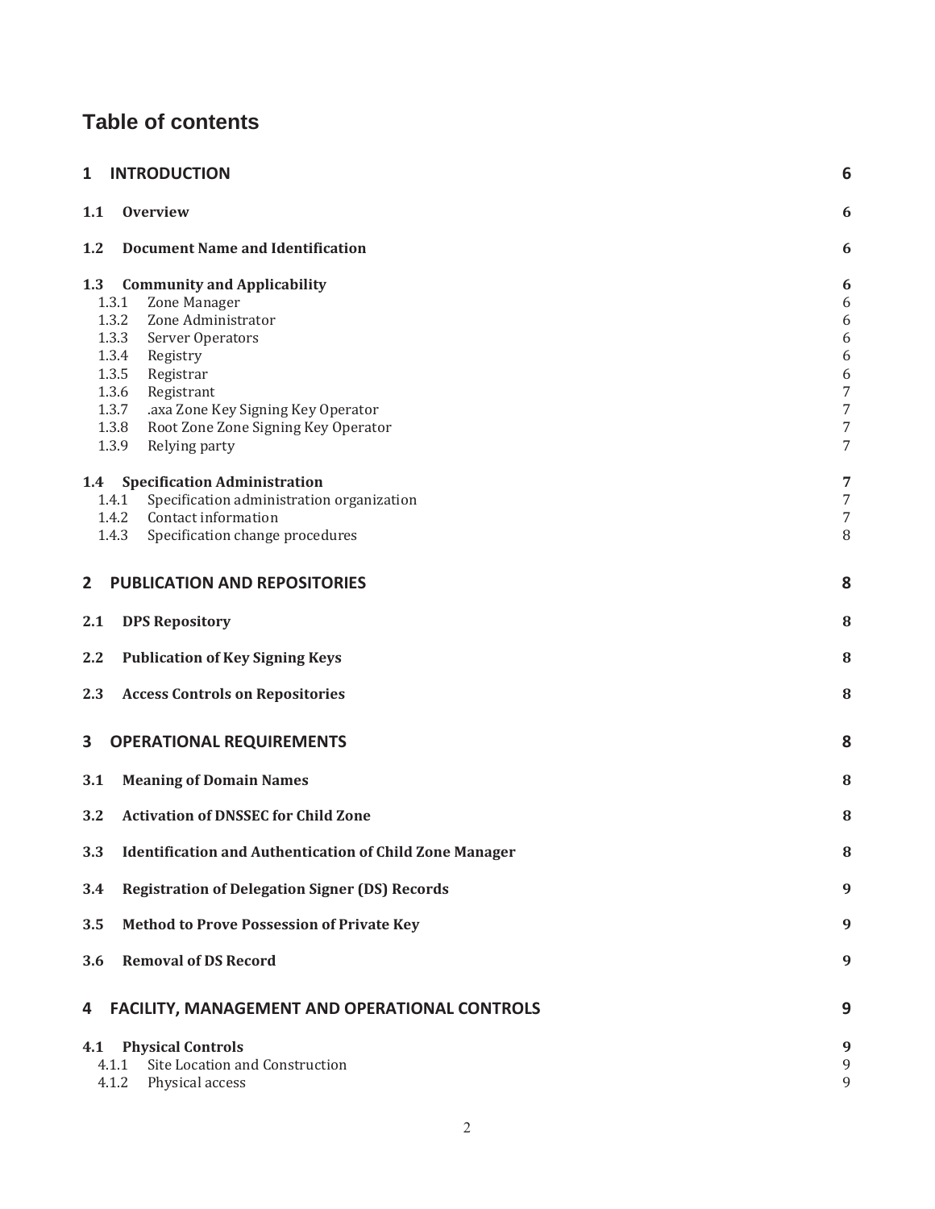## Table of contents

| | |
|---|---|
| **1 INTRODUCTION** | **6** |
| **1.1 Overview** | **6** |
| **1.2 Document Name and Identification** | **6** |
| **1.3 Community and Applicability** | **6** |
| 1.3.1 Zone Manager | 6 |
| 1.3.2 Zone Administrator | 6 |
| 1.3.3 Server Operators | 6 |
| 1.3.4 Registry | 6 |
| 1.3.5 Registrar | 6 |
| 1.3.6 Registrant | 7 |
| 1.3.7 .axa Zone Key Signing Key Operator | 7 |
| 1.3.8 Root Zone Zone Signing Key Operator | 7 |
| 1.3.9 Relying party | 7 |
| **1.4 Specification Administration** | **7** |
| 1.4.1 Specification administration organization | 7 |
| 1.4.2 Contact information | 7 |
| 1.4.3 Specification change procedures | 8 |
| **2 PUBLICATION AND REPOSITORIES** | **8** |
| **2.1 DPS Repository** | **8** |
| **2.2 Publication of Key Signing Keys** | **8** |
| **2.3 Access Controls on Repositories** | **8** |
| **3 OPERATIONAL REQUIREMENTS** | **8** |
| **3.1 Meaning of Domain Names** | **8** |
| **3.2 Activation of DNSSEC for Child Zone** | **8** |
| **3.3 Identification and Authentication of Child Zone Manager** | **8** |
| **3.4 Registration of Delegation Signer (DS) Records** | **9** |
| **3.5 Method to Prove Possession of Private Key** | **9** |
| **3.6 Removal of DS Record** | **9** |
| **4 FACILITY, MANAGEMENT AND OPERATIONAL CONTROLS** | **9** |
| **4.1 Physical Controls** | **9** |
| 4.1.1 Site Location and Construction | 9 |
| 4.1.2 Physical access | 9 |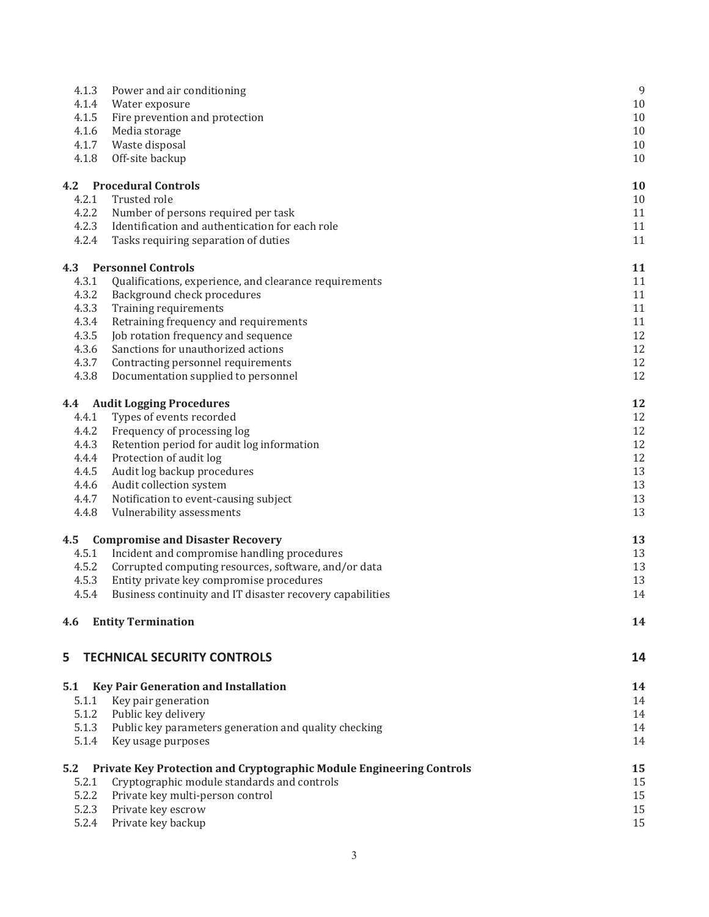| | | |
|---|---|---|
| 4.1.3 | Power and air conditioning | 9 |
| 4.1.4 | Water exposure | 10 |
| 4.1.5 | Fire prevention and protection | 10 |
| 4.1.6 | Media storage | 10 |
| 4.1.7 | Waste disposal | 10 |
| 4.1.8 | Off-site backup | 10 |
| **4.2** | **Procedural Controls** | **10** |
| 4.2.1 | Trusted role | 10 |
| 4.2.2 | Number of persons required per task | 11 |
| 4.2.3 | Identification and authentication for each role | 11 |
| 4.2.4 | Tasks requiring separation of duties | 11 |
| **4.3** | **Personnel Controls** | **11** |
| 4.3.1 | Qualifications, experience, and clearance requirements | 11 |
| 4.3.2 | Background check procedures | 11 |
| 4.3.3 | Training requirements | 11 |
| 4.3.4 | Retraining frequency and requirements | 11 |
| 4.3.5 | Job rotation frequency and sequence | 12 |
| 4.3.6 | Sanctions for unauthorized actions | 12 |
| 4.3.7 | Contracting personnel requirements | 12 |
| 4.3.8 | Documentation supplied to personnel | 12 |
| **4.4** | **Audit Logging Procedures** | **12** |
| 4.4.1 | Types of events recorded | 12 |
| 4.4.2 | Frequency of processing log | 12 |
| 4.4.3 | Retention period for audit log information | 12 |
| 4.4.4 | Protection of audit log | 12 |
| 4.4.5 | Audit log backup procedures | 13 |
| 4.4.6 | Audit collection system | 13 |
| 4.4.7 | Notification to event-causing subject | 13 |
| 4.4.8 | Vulnerability assessments | 13 |
| **4.5** | **Compromise and Disaster Recovery** | **13** |
| 4.5.1 | Incident and compromise handling procedures | 13 |
| 4.5.2 | Corrupted computing resources, software, and/or data | 13 |
| 4.5.3 | Entity private key compromise procedures | 13 |
| 4.5.4 | Business continuity and IT disaster recovery capabilities | 14 |
| **4.6** | **Entity Termination** | **14** |
| **5** | **TECHNICAL SECURITY CONTROLS** | **14** |
| **5.1** | **Key Pair Generation and Installation** | **14** |
| 5.1.1 | Key pair generation | 14 |
| 5.1.2 | Public key delivery | 14 |
| 5.1.3 | Public key parameters generation and quality checking | 14 |
| 5.1.4 | Key usage purposes | 14 |
| **5.2** | **Private Key Protection and Cryptographic Module Engineering Controls** | **15** |
| 5.2.1 | Cryptographic module standards and controls | 15 |
| 5.2.2 | Private key multi-person control | 15 |
| 5.2.3 | Private key escrow | 15 |
| 5.2.4 | Private key backup | 15 |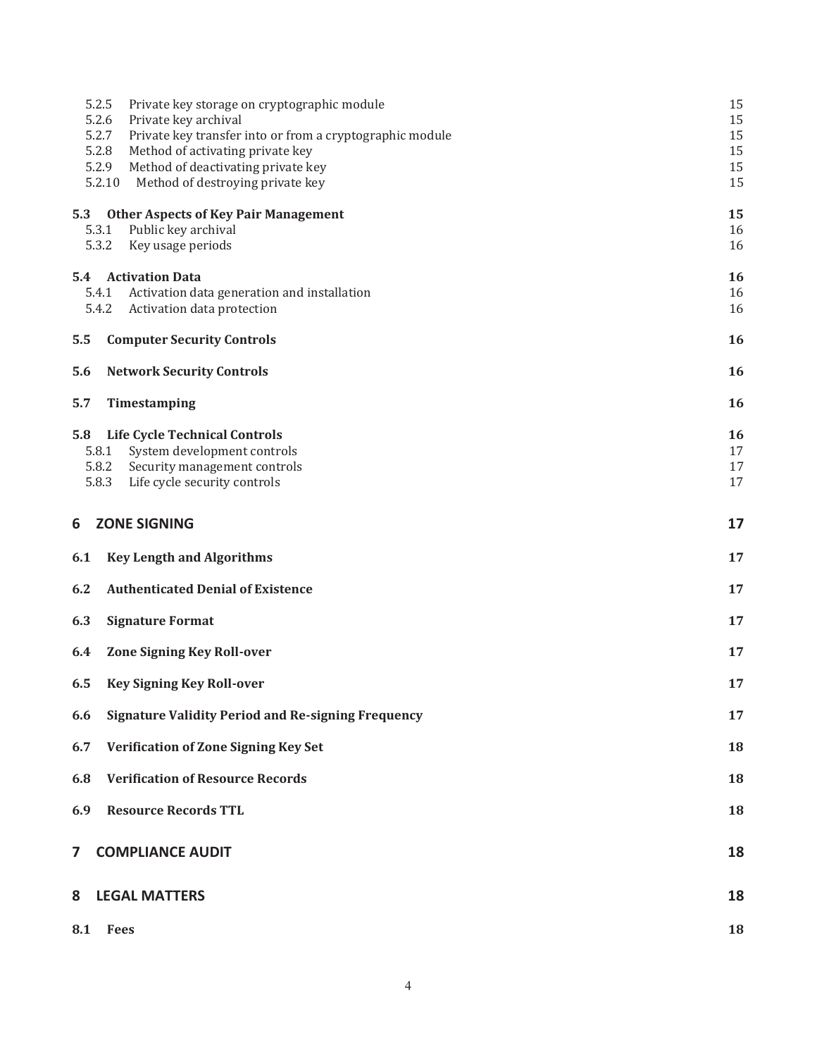5.2.5 Private key storage on cryptographic module 15
5.2.6 Private key archival 15
5.2.7 Private key transfer into or from a cryptographic module 15
5.2.8 Method of activating private key 15
5.2.9 Method of deactivating private key 15
5.2.10 Method of destroying private key 15

**5.3 Other Aspects of Key Pair Management 15**
5.3.1 Public key archival 16
5.3.2 Key usage periods 16

**5.4 Activation Data 16**
5.4.1 Activation data generation and installation 16
5.4.2 Activation data protection 16

**5.5 Computer Security Controls 16**

**5.6 Network Security Controls 16**

**5.7 Timestamping 16**

**5.8 Life Cycle Technical Controls 16**
5.8.1 System development controls 17
5.8.2 Security management controls 17
5.8.3 Life cycle security controls 17

**6 ZONE SIGNING 17**

**6.1 Key Length and Algorithms 17**

**6.2 Authenticated Denial of Existence 17**

**6.3 Signature Format 17**

**6.4 Zone Signing Key Roll-over 17**

**6.5 Key Signing Key Roll-over 17**

**6.6 Signature Validity Period and Re-signing Frequency 17**

**6.7 Verification of Zone Signing Key Set 18**

**6.8 Verification of Resource Records 18**

**6.9 Resource Records TTL 18**

**7 COMPLIANCE AUDIT 18**

**8 LEGAL MATTERS 18**

**8.1 Fees 18**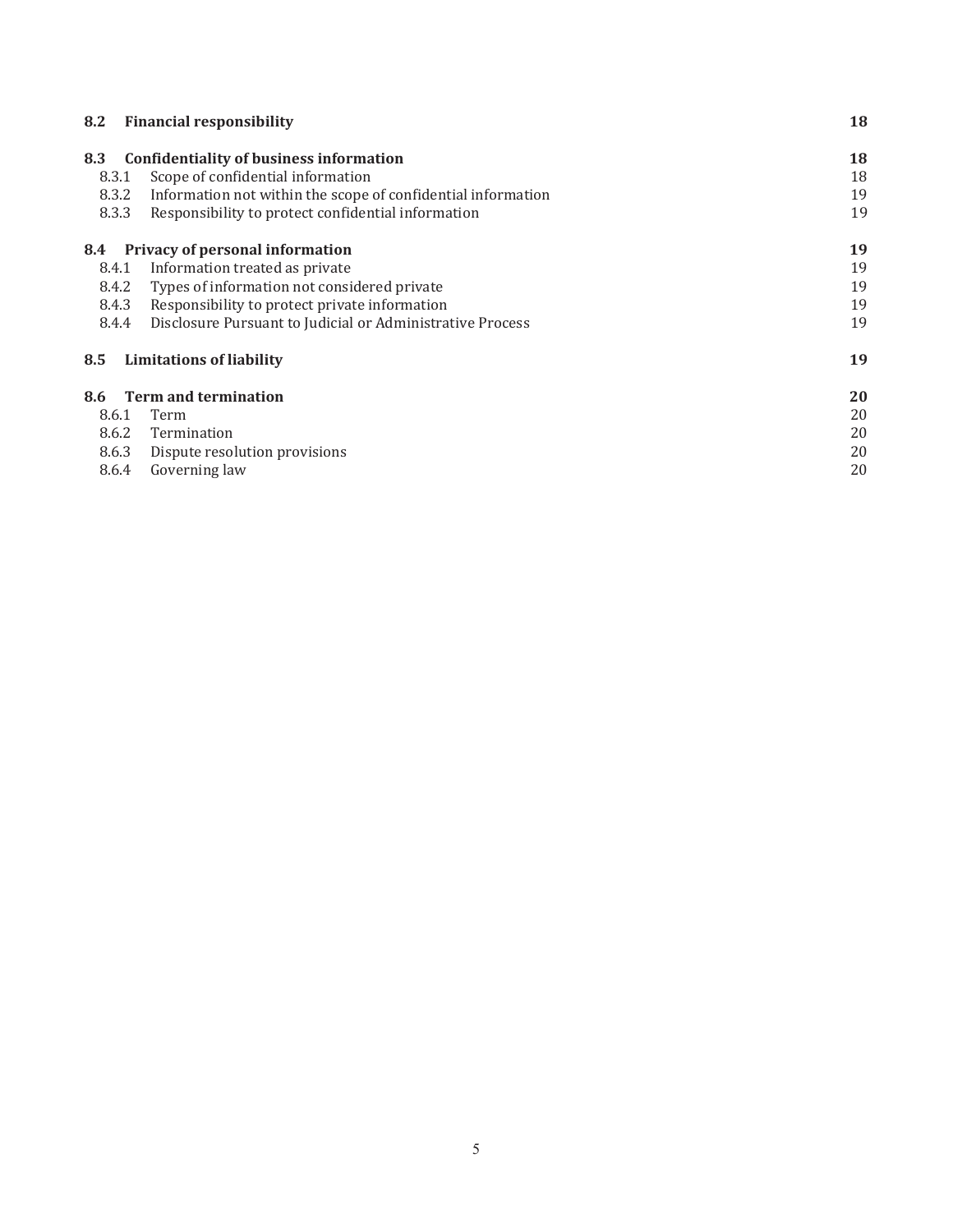| | | |
|---|---|---|
| **8.2** | **Financial responsibility** | **18** |
| **8.3** | **Confidentiality of business information** | **18** |
| 8.3.1 | Scope of confidential information | 18 |
| 8.3.2 | Information not within the scope of confidential information | 19 |
| 8.3.3 | Responsibility to protect confidential information | 19 |
| **8.4** | **Privacy of personal information** | **19** |
| 8.4.1 | Information treated as private | 19 |
| 8.4.2 | Types of information not considered private | 19 |
| 8.4.3 | Responsibility to protect private information | 19 |
| 8.4.4 | Disclosure Pursuant to Judicial or Administrative Process | 19 |
| **8.5** | **Limitations of liability** | **19** |
| **8.6** | **Term and termination** | **20** |
| 8.6.1 | Term | 20 |
| 8.6.2 | Termination | 20 |
| 8.6.3 | Dispute resolution provisions | 20 |
| 8.6.4 | Governing law | 20 |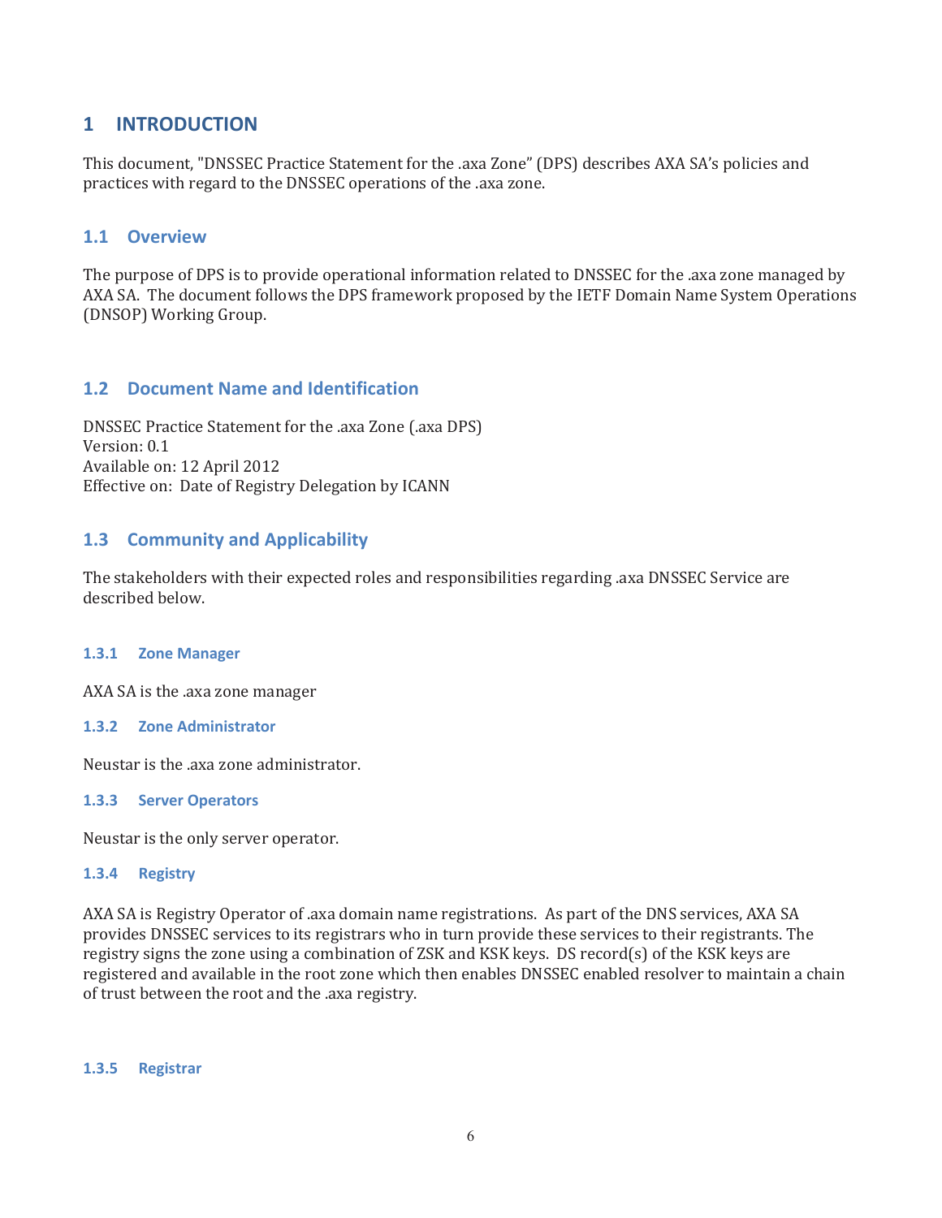# 1 INTRODUCTION

This document, "DNSSEC Practice Statement for the .axa Zone" (DPS) describes AXA SA's policies and practices with regard to the DNSSEC operations of the .axa zone.

## 1.1 Overview

The purpose of DPS is to provide operational information related to DNSSEC for the .axa zone managed by AXA SA. The document follows the DPS framework proposed by the IETF Domain Name System Operations (DNSOP) Working Group.

## 1.2 Document Name and Identification

DNSSEC Practice Statement for the .axa Zone (.axa DPS)
Version: 0.1
Available on: 12 April 2012
Effective on: Date of Registry Delegation by ICANN

## 1.3 Community and Applicability

The stakeholders with their expected roles and responsibilities regarding .axa DNSSEC Service are described below.

### 1.3.1 Zone Manager

AXA SA is the .axa zone manager

### 1.3.2 Zone Administrator

Neustar is the .axa zone administrator.

### 1.3.3 Server Operators

Neustar is the only server operator.

### 1.3.4 Registry

AXA SA is Registry Operator of .axa domain name registrations. As part of the DNS services, AXA SA provides DNSSEC services to its registrars who in turn provide these services to their registrants. The registry signs the zone using a combination of ZSK and KSK keys. DS record(s) of the KSK keys are registered and available in the root zone which then enables DNSSEC enabled resolver to maintain a chain of trust between the root and the .axa registry.

### 1.3.5 Registrar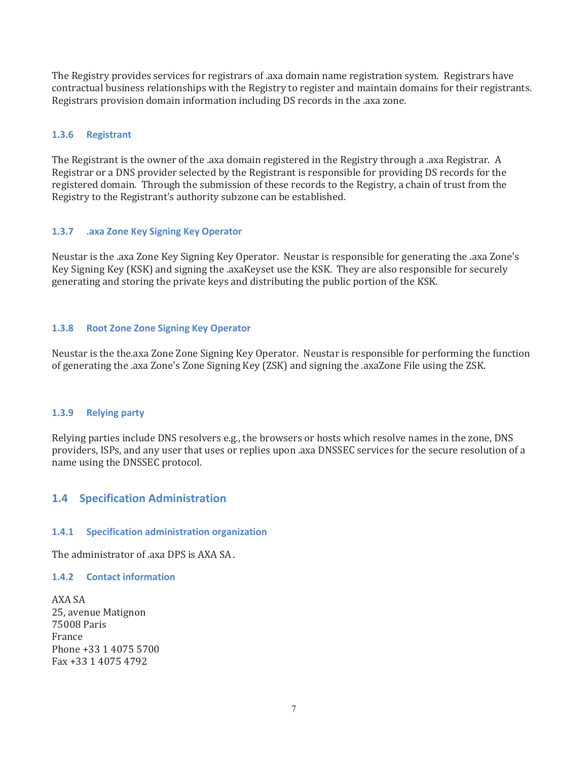The Registry provides services for registrars of .axa domain name registration system. Registrars have contractual business relationships with the Registry to register and maintain domains for their registrants. Registrars provision domain information including DS records in the .axa zone.

### 1.3.6 Registrant

The Registrant is the owner of the .axa domain registered in the Registry through a .axa Registrar. A Registrar or a DNS provider selected by the Registrant is responsible for providing DS records for the registered domain. Through the submission of these records to the Registry, a chain of trust from the Registry to the Registrant's authority subzone can be established.

### 1.3.7 .axa Zone Key Signing Key Operator

Neustar is the .axa Zone Key Signing Key Operator. Neustar is responsible for generating the .axa Zone's Key Signing Key (KSK) and signing the .axaKeyset use the KSK. They are also responsible for securely generating and storing the private keys and distributing the public portion of the KSK.

### 1.3.8 Root Zone Zone Signing Key Operator

Neustar is the the.axa Zone Zone Signing Key Operator. Neustar is responsible for performing the function of generating the .axa Zone's Zone Signing Key (ZSK) and signing the .axaZone File using the ZSK.

### 1.3.9 Relying party

Relying parties include DNS resolvers e.g., the browsers or hosts which resolve names in the zone, DNS providers, ISPs, and any user that uses or replies upon .axa DNSSEC services for the secure resolution of a name using the DNSSEC protocol.

## 1.4 Specification Administration

### 1.4.1 Specification administration organization

The administrator of .axa DPS is AXA SA .

### 1.4.2 Contact information

AXA SA  
25, avenue Matignon  
75008 Paris  
France  
Phone +33 1 4075 5700  
Fax +33 1 4075 4792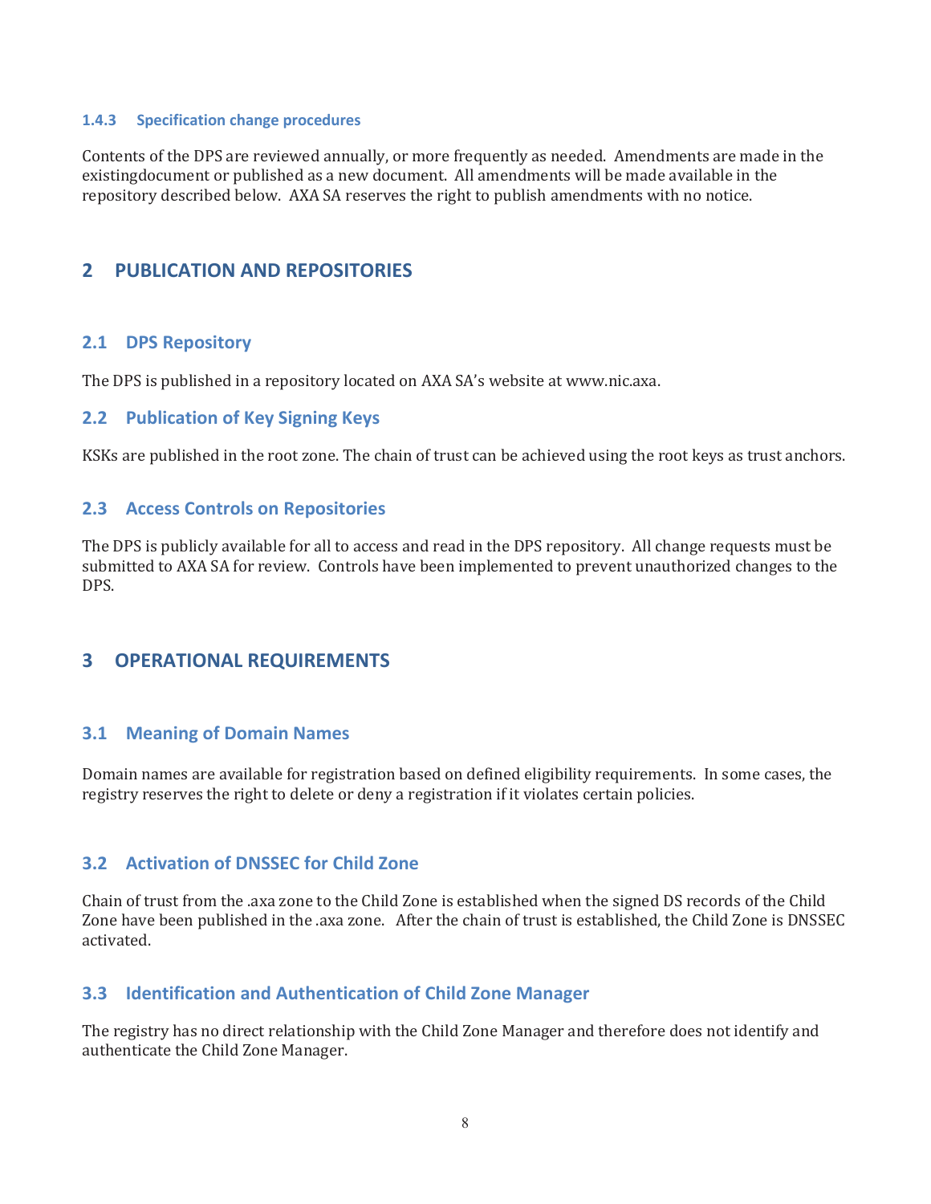### 1.4.3 Specification change procedures

Contents of the DPS are reviewed annually, or more frequently as needed. Amendments are made in the existingdocument or published as a new document. All amendments will be made available in the repository described below. AXA SA reserves the right to publish amendments with no notice.

# 2 PUBLICATION AND REPOSITORIES

## 2.1 DPS Repository

The DPS is published in a repository located on AXA SA's website at www.nic.axa.

## 2.2 Publication of Key Signing Keys

KSKs are published in the root zone. The chain of trust can be achieved using the root keys as trust anchors.

## 2.3 Access Controls on Repositories

The DPS is publicly available for all to access and read in the DPS repository. All change requests must be submitted to AXA SA for review. Controls have been implemented to prevent unauthorized changes to the DPS.

# 3 OPERATIONAL REQUIREMENTS

## 3.1 Meaning of Domain Names

Domain names are available for registration based on defined eligibility requirements. In some cases, the registry reserves the right to delete or deny a registration if it violates certain policies.

## 3.2 Activation of DNSSEC for Child Zone

Chain of trust from the .axa zone to the Child Zone is established when the signed DS records of the Child Zone have been published in the .axa zone. After the chain of trust is established, the Child Zone is DNSSEC activated.

## 3.3 Identification and Authentication of Child Zone Manager

The registry has no direct relationship with the Child Zone Manager and therefore does not identify and authenticate the Child Zone Manager.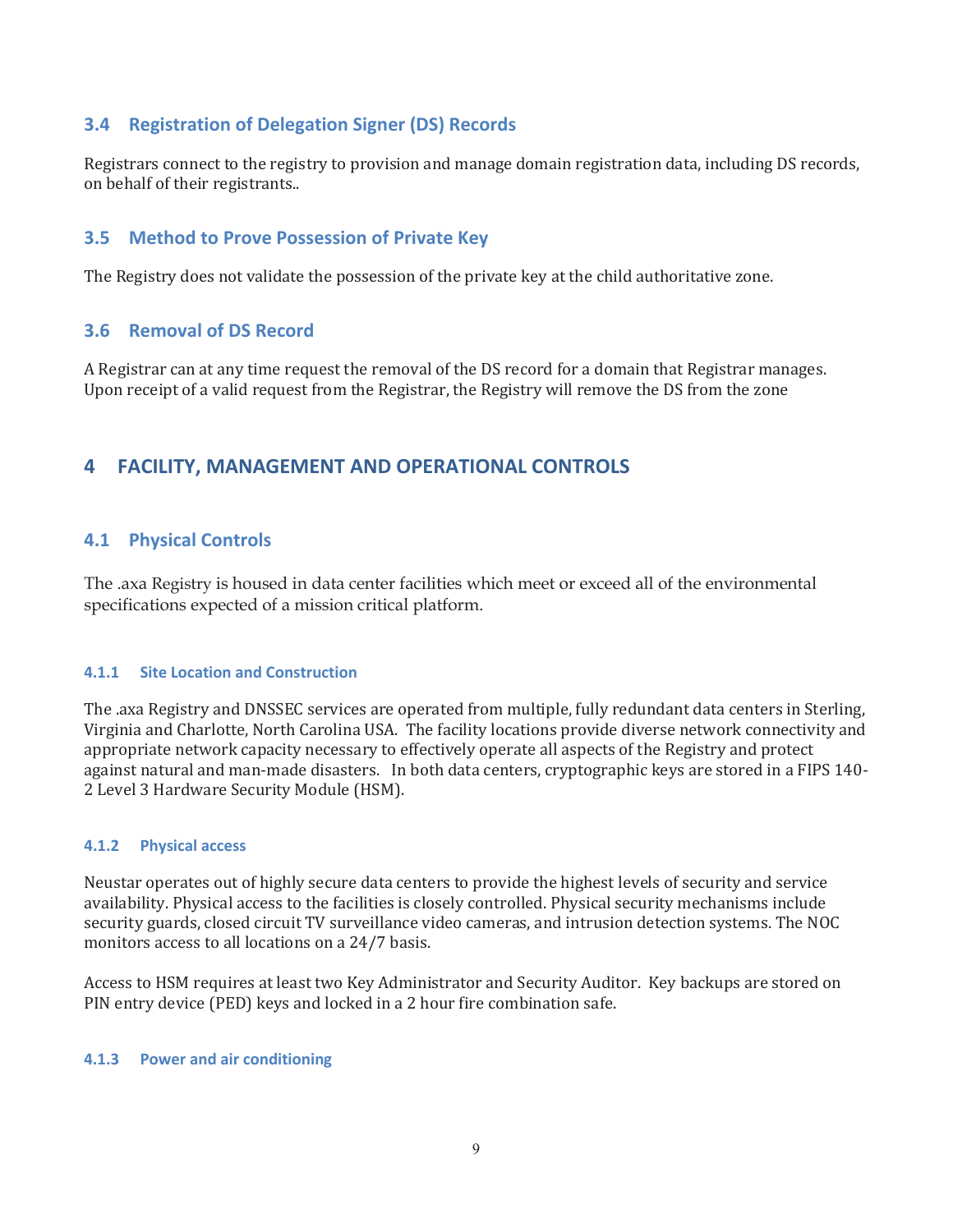## 3.4 Registration of Delegation Signer (DS) Records

Registrars connect to the registry to provision and manage domain registration data, including DS records, on behalf of their registrants..

## 3.5 Method to Prove Possession of Private Key

The Registry does not validate the possession of the private key at the child authoritative zone.

## 3.6 Removal of DS Record

A Registrar can at any time request the removal of the DS record for a domain that Registrar manages. Upon receipt of a valid request from the Registrar, the Registry will remove the DS from the zone

# 4 FACILITY, MANAGEMENT AND OPERATIONAL CONTROLS

## 4.1 Physical Controls

The .axa Registry is housed in data center facilities which meet or exceed all of the environmental specifications expected of a mission critical platform.

### 4.1.1 Site Location and Construction

The .axa Registry and DNSSEC services are operated from multiple, fully redundant data centers in Sterling, Virginia and Charlotte, North Carolina USA. The facility locations provide diverse network connectivity and appropriate network capacity necessary to effectively operate all aspects of the Registry and protect against natural and man-made disasters. In both data centers, cryptographic keys are stored in a FIPS 140-2 Level 3 Hardware Security Module (HSM).

### 4.1.2 Physical access

Neustar operates out of highly secure data centers to provide the highest levels of security and service availability. Physical access to the facilities is closely controlled. Physical security mechanisms include security guards, closed circuit TV surveillance video cameras, and intrusion detection systems. The NOC monitors access to all locations on a 24/7 basis.

Access to HSM requires at least two Key Administrator and Security Auditor. Key backups are stored on PIN entry device (PED) keys and locked in a 2 hour fire combination safe.

### 4.1.3 Power and air conditioning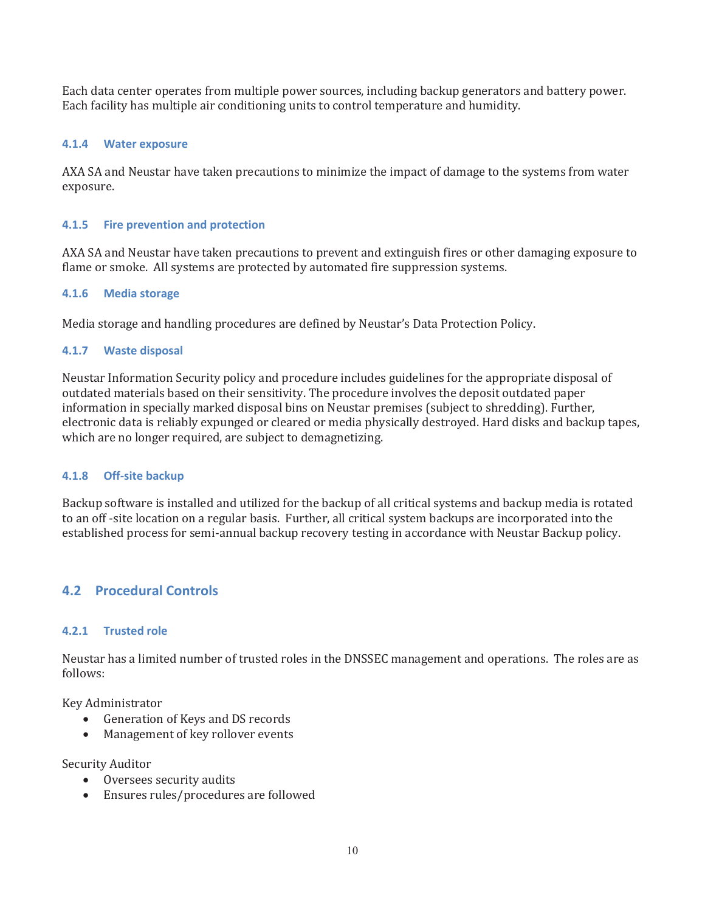Each data center operates from multiple power sources, including backup generators and battery power. Each facility has multiple air conditioning units to control temperature and humidity.

### 4.1.4 Water exposure

AXA SA and Neustar have taken precautions to minimize the impact of damage to the systems from water exposure.

### 4.1.5 Fire prevention and protection

AXA SA and Neustar have taken precautions to prevent and extinguish fires or other damaging exposure to flame or smoke. All systems are protected by automated fire suppression systems.

### 4.1.6 Media storage

Media storage and handling procedures are defined by Neustar's Data Protection Policy.

### 4.1.7 Waste disposal

Neustar Information Security policy and procedure includes guidelines for the appropriate disposal of outdated materials based on their sensitivity. The procedure involves the deposit outdated paper information in specially marked disposal bins on Neustar premises (subject to shredding). Further, electronic data is reliably expunged or cleared or media physically destroyed. Hard disks and backup tapes, which are no longer required, are subject to demagnetizing.

### 4.1.8 Off-site backup

Backup software is installed and utilized for the backup of all critical systems and backup media is rotated to an off -site location on a regular basis. Further, all critical system backups are incorporated into the established process for semi-annual backup recovery testing in accordance with Neustar Backup policy.

## 4.2 Procedural Controls

### 4.2.1 Trusted role

Neustar has a limited number of trusted roles in the DNSSEC management and operations. The roles are as follows:

Key Administrator

- Generation of Keys and DS records
- Management of key rollover events

Security Auditor

- Oversees security audits
- Ensures rules/procedures are followed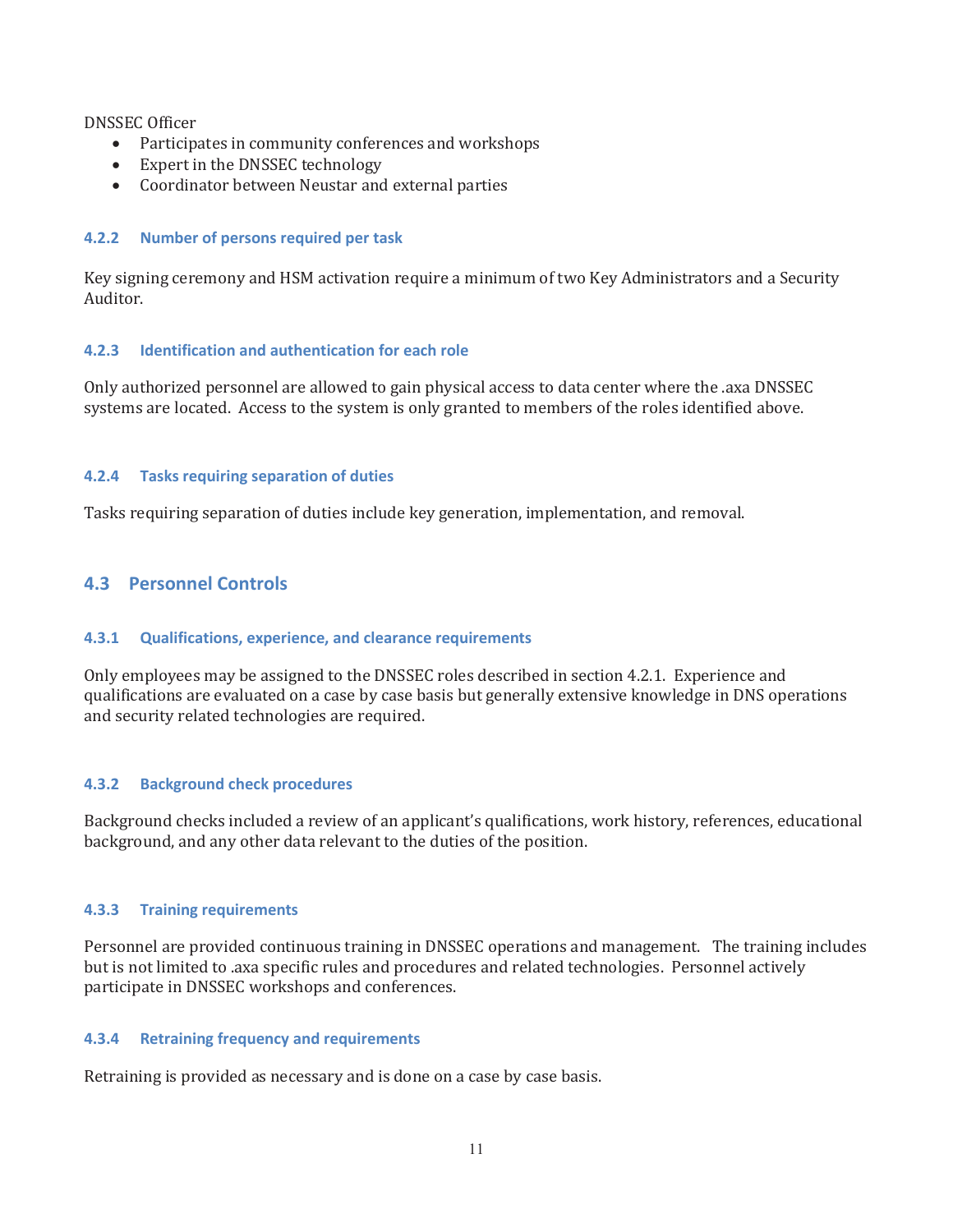DNSSEC Officer

- Participates in community conferences and workshops
- Expert in the DNSSEC technology
- Coordinator between Neustar and external parties

### 4.2.2 Number of persons required per task

Key signing ceremony and HSM activation require a minimum of two Key Administrators and a Security Auditor.

### 4.2.3 Identification and authentication for each role

Only authorized personnel are allowed to gain physical access to data center where the .axa DNSSEC systems are located. Access to the system is only granted to members of the roles identified above.

### 4.2.4 Tasks requiring separation of duties

Tasks requiring separation of duties include key generation, implementation, and removal.

## 4.3 Personnel Controls

### 4.3.1 Qualifications, experience, and clearance requirements

Only employees may be assigned to the DNSSEC roles described in section 4.2.1. Experience and qualifications are evaluated on a case by case basis but generally extensive knowledge in DNS operations and security related technologies are required.

### 4.3.2 Background check procedures

Background checks included a review of an applicant's qualifications, work history, references, educational background, and any other data relevant to the duties of the position.

### 4.3.3 Training requirements

Personnel are provided continuous training in DNSSEC operations and management. The training includes but is not limited to .axa specific rules and procedures and related technologies. Personnel actively participate in DNSSEC workshops and conferences.

### 4.3.4 Retraining frequency and requirements

Retraining is provided as necessary and is done on a case by case basis.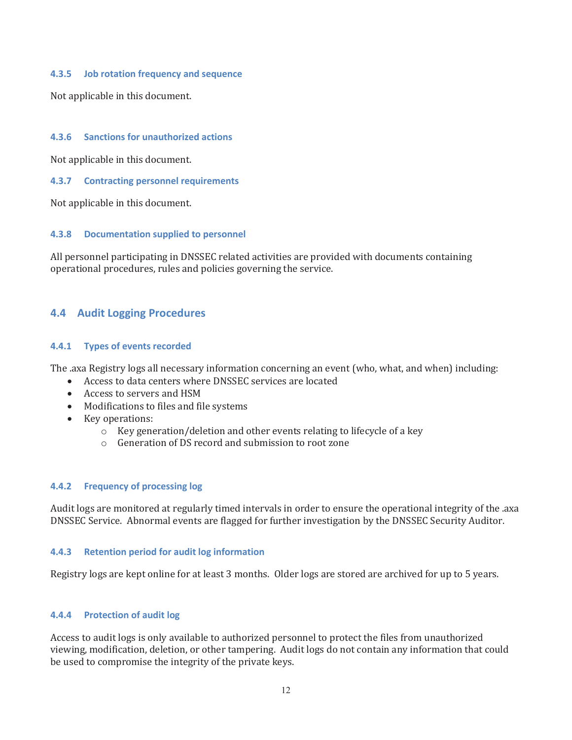#### 4.3.5 Job rotation frequency and sequence

Not applicable in this document.

#### 4.3.6 Sanctions for unauthorized actions

Not applicable in this document.

#### 4.3.7 Contracting personnel requirements

Not applicable in this document.

#### 4.3.8 Documentation supplied to personnel

All personnel participating in DNSSEC related activities are provided with documents containing operational procedures, rules and policies governing the service.

### 4.4 Audit Logging Procedures

#### 4.4.1 Types of events recorded

The .axa Registry logs all necessary information concerning an event (who, what, and when) including:

- Access to data centers where DNSSEC services are located
- Access to servers and HSM
- Modifications to files and file systems
- Key operations:
  - Key generation/deletion and other events relating to lifecycle of a key
  - Generation of DS record and submission to root zone

#### 4.4.2 Frequency of processing log

Audit logs are monitored at regularly timed intervals in order to ensure the operational integrity of the .axa DNSSEC Service. Abnormal events are flagged for further investigation by the DNSSEC Security Auditor.

#### 4.4.3 Retention period for audit log information

Registry logs are kept online for at least 3 months. Older logs are stored are archived for up to 5 years.

#### 4.4.4 Protection of audit log

Access to audit logs is only available to authorized personnel to protect the files from unauthorized viewing, modification, deletion, or other tampering. Audit logs do not contain any information that could be used to compromise the integrity of the private keys.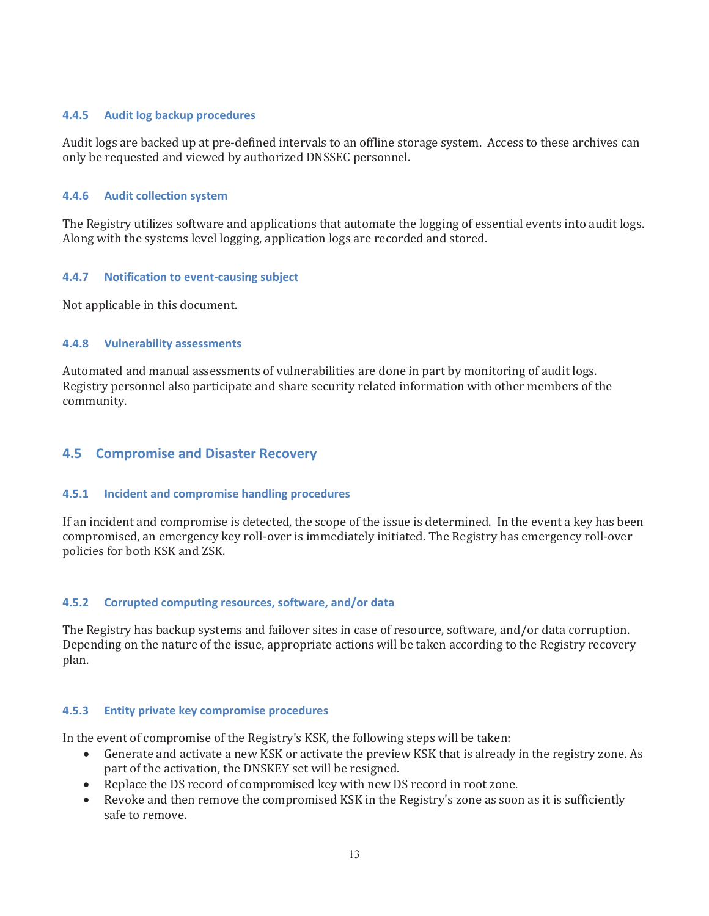### 4.4.5 Audit log backup procedures

Audit logs are backed up at pre-defined intervals to an offline storage system. Access to these archives can only be requested and viewed by authorized DNSSEC personnel.

### 4.4.6 Audit collection system

The Registry utilizes software and applications that automate the logging of essential events into audit logs. Along with the systems level logging, application logs are recorded and stored.

### 4.4.7 Notification to event-causing subject

Not applicable in this document.

### 4.4.8 Vulnerability assessments

Automated and manual assessments of vulnerabilities are done in part by monitoring of audit logs. Registry personnel also participate and share security related information with other members of the community.

## 4.5 Compromise and Disaster Recovery

### 4.5.1 Incident and compromise handling procedures

If an incident and compromise is detected, the scope of the issue is determined. In the event a key has been compromised, an emergency key roll-over is immediately initiated. The Registry has emergency roll-over policies for both KSK and ZSK.

### 4.5.2 Corrupted computing resources, software, and/or data

The Registry has backup systems and failover sites in case of resource, software, and/or data corruption. Depending on the nature of the issue, appropriate actions will be taken according to the Registry recovery plan.

### 4.5.3 Entity private key compromise procedures

In the event of compromise of the Registry's KSK, the following steps will be taken:

- Generate and activate a new KSK or activate the preview KSK that is already in the registry zone. As part of the activation, the DNSKEY set will be resigned.
- Replace the DS record of compromised key with new DS record in root zone.
- Revoke and then remove the compromised KSK in the Registry's zone as soon as it is sufficiently safe to remove.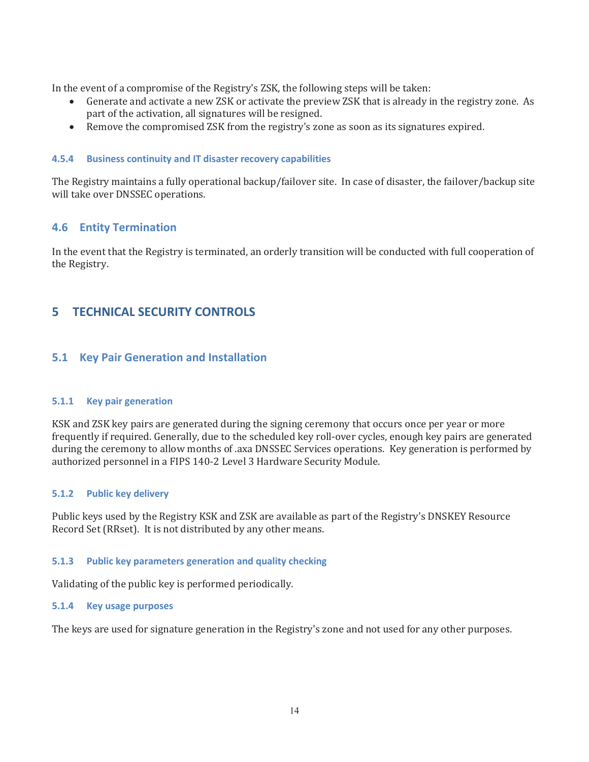In the event of a compromise of the Registry's ZSK, the following steps will be taken:

- Generate and activate a new ZSK or activate the preview ZSK that is already in the registry zone. As part of the activation, all signatures will be resigned.
- Remove the compromised ZSK from the registry's zone as soon as its signatures expired.

#### 4.5.4 Business continuity and IT disaster recovery capabilities

The Registry maintains a fully operational backup/failover site. In case of disaster, the failover/backup site will take over DNSSEC operations.

## 4.6 Entity Termination

In the event that the Registry is terminated, an orderly transition will be conducted with full cooperation of the Registry.

# 5 TECHNICAL SECURITY CONTROLS

## 5.1 Key Pair Generation and Installation

#### 5.1.1 Key pair generation

KSK and ZSK key pairs are generated during the signing ceremony that occurs once per year or more frequently if required. Generally, due to the scheduled key roll-over cycles, enough key pairs are generated during the ceremony to allow months of .axa DNSSEC Services operations. Key generation is performed by authorized personnel in a FIPS 140-2 Level 3 Hardware Security Module.

#### 5.1.2 Public key delivery

Public keys used by the Registry KSK and ZSK are available as part of the Registry's DNSKEY Resource Record Set (RRset). It is not distributed by any other means.

#### 5.1.3 Public key parameters generation and quality checking

Validating of the public key is performed periodically.

#### 5.1.4 Key usage purposes

The keys are used for signature generation in the Registry's zone and not used for any other purposes.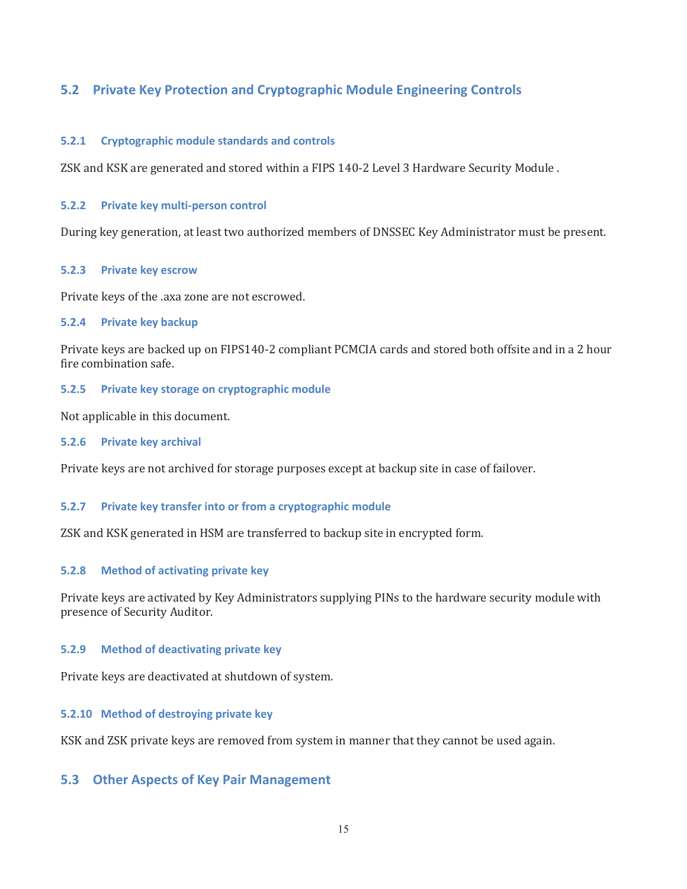## 5.2 Private Key Protection and Cryptographic Module Engineering Controls

### 5.2.1 Cryptographic module standards and controls

ZSK and KSK are generated and stored within a FIPS 140-2 Level 3 Hardware Security Module .

### 5.2.2 Private key multi-person control

During key generation, at least two authorized members of DNSSEC Key Administrator must be present.

### 5.2.3 Private key escrow

Private keys of the .axa zone are not escrowed.

### 5.2.4 Private key backup

Private keys are backed up on FIPS140-2 compliant PCMCIA cards and stored both offsite and in a 2 hour fire combination safe.

### 5.2.5 Private key storage on cryptographic module

Not applicable in this document.

### 5.2.6 Private key archival

Private keys are not archived for storage purposes except at backup site in case of failover.

### 5.2.7 Private key transfer into or from a cryptographic module

ZSK and KSK generated in HSM are transferred to backup site in encrypted form.

### 5.2.8 Method of activating private key

Private keys are activated by Key Administrators supplying PINs to the hardware security module with presence of Security Auditor.

### 5.2.9 Method of deactivating private key

Private keys are deactivated at shutdown of system.

### 5.2.10 Method of destroying private key

KSK and ZSK private keys are removed from system in manner that they cannot be used again.

## 5.3 Other Aspects of Key Pair Management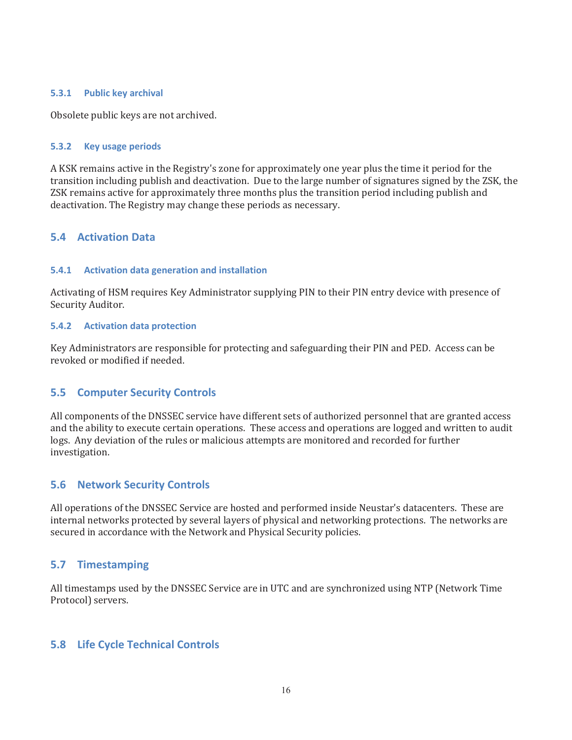### 5.3.1 Public key archival

Obsolete public keys are not archived.

### 5.3.2 Key usage periods

A KSK remains active in the Registry's zone for approximately one year plus the time it period for the transition including publish and deactivation. Due to the large number of signatures signed by the ZSK, the ZSK remains active for approximately three months plus the transition period including publish and deactivation. The Registry may change these periods as necessary.

## 5.4 Activation Data

### 5.4.1 Activation data generation and installation

Activating of HSM requires Key Administrator supplying PIN to their PIN entry device with presence of Security Auditor.

### 5.4.2 Activation data protection

Key Administrators are responsible for protecting and safeguarding their PIN and PED. Access can be revoked or modified if needed.

## 5.5 Computer Security Controls

All components of the DNSSEC service have different sets of authorized personnel that are granted access and the ability to execute certain operations. These access and operations are logged and written to audit logs. Any deviation of the rules or malicious attempts are monitored and recorded for further investigation.

## 5.6 Network Security Controls

All operations of the DNSSEC Service are hosted and performed inside Neustar's datacenters. These are internal networks protected by several layers of physical and networking protections. The networks are secured in accordance with the Network and Physical Security policies.

## 5.7 Timestamping

All timestamps used by the DNSSEC Service are in UTC and are synchronized using NTP (Network Time Protocol) servers.

## 5.8 Life Cycle Technical Controls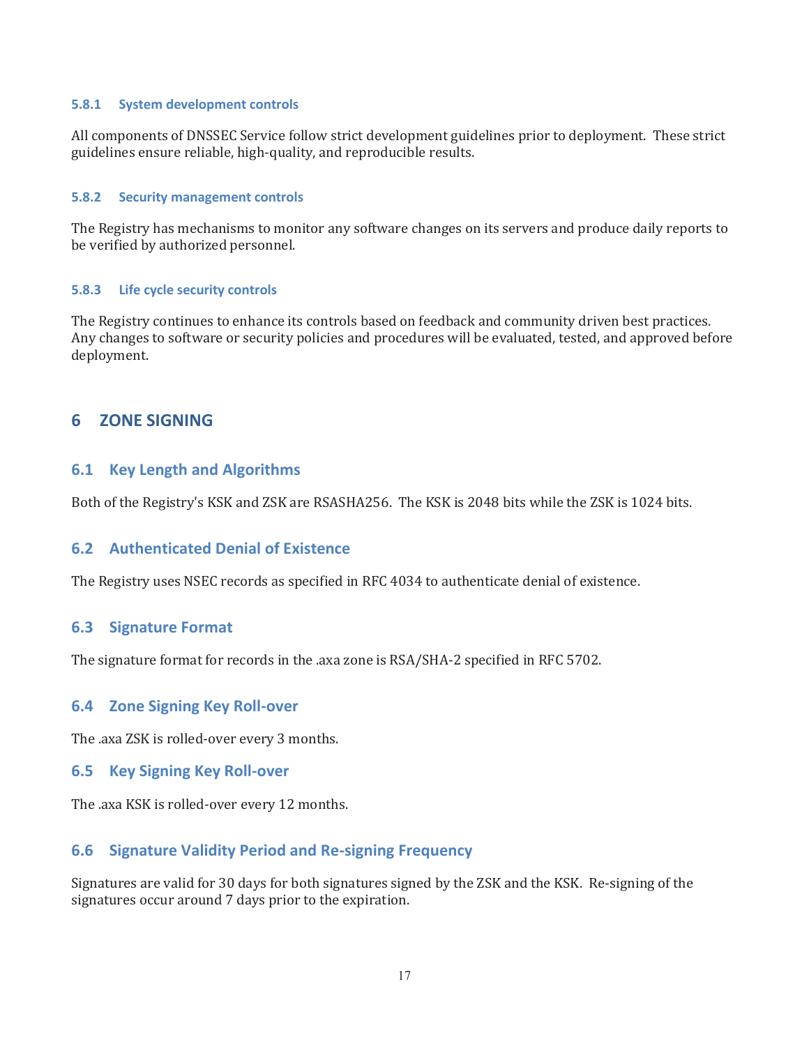#### 5.8.1 System development controls

All components of DNSSEC Service follow strict development guidelines prior to deployment. These strict guidelines ensure reliable, high-quality, and reproducible results.

#### 5.8.2 Security management controls

The Registry has mechanisms to monitor any software changes on its servers and produce daily reports to be verified by authorized personnel.

#### 5.8.3 Life cycle security controls

The Registry continues to enhance its controls based on feedback and community driven best practices. Any changes to software or security policies and procedures will be evaluated, tested, and approved before deployment.

# 6 ZONE SIGNING

## 6.1 Key Length and Algorithms

Both of the Registry's KSK and ZSK are RSASHA256. The KSK is 2048 bits while the ZSK is 1024 bits.

## 6.2 Authenticated Denial of Existence

The Registry uses NSEC records as specified in RFC 4034 to authenticate denial of existence.

## 6.3 Signature Format

The signature format for records in the .axa zone is RSA/SHA-2 specified in RFC 5702.

## 6.4 Zone Signing Key Roll-over

The .axa ZSK is rolled-over every 3 months.

## 6.5 Key Signing Key Roll-over

The .axa KSK is rolled-over every 12 months.

## 6.6 Signature Validity Period and Re-signing Frequency

Signatures are valid for 30 days for both signatures signed by the ZSK and the KSK. Re-signing of the signatures occur around 7 days prior to the expiration.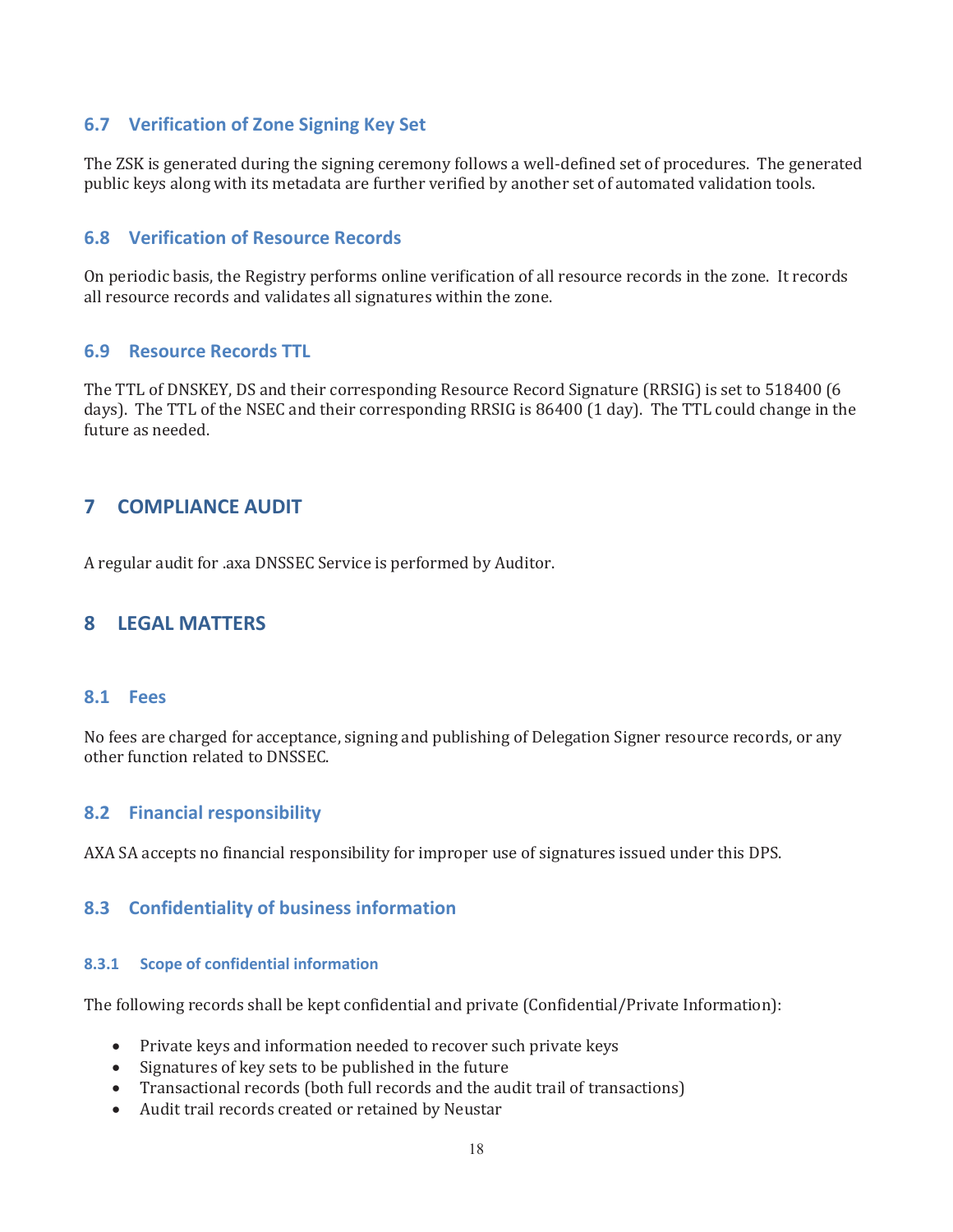### 6.7 Verification of Zone Signing Key Set

The ZSK is generated during the signing ceremony follows a well-defined set of procedures. The generated public keys along with its metadata are further verified by another set of automated validation tools.

### 6.8 Verification of Resource Records

On periodic basis, the Registry performs online verification of all resource records in the zone. It records all resource records and validates all signatures within the zone.

### 6.9 Resource Records TTL

The TTL of DNSKEY, DS and their corresponding Resource Record Signature (RRSIG) is set to 518400 (6 days). The TTL of the NSEC and their corresponding RRSIG is 86400 (1 day). The TTL could change in the future as needed.

## 7 COMPLIANCE AUDIT

A regular audit for .axa DNSSEC Service is performed by Auditor.

## 8 LEGAL MATTERS

### 8.1 Fees

No fees are charged for acceptance, signing and publishing of Delegation Signer resource records, or any other function related to DNSSEC.

### 8.2 Financial responsibility

AXA SA accepts no financial responsibility for improper use of signatures issued under this DPS.

### 8.3 Confidentiality of business information

#### 8.3.1 Scope of confidential information

The following records shall be kept confidential and private (Confidential/Private Information):

- Private keys and information needed to recover such private keys
- Signatures of key sets to be published in the future
- Transactional records (both full records and the audit trail of transactions)
- Audit trail records created or retained by Neustar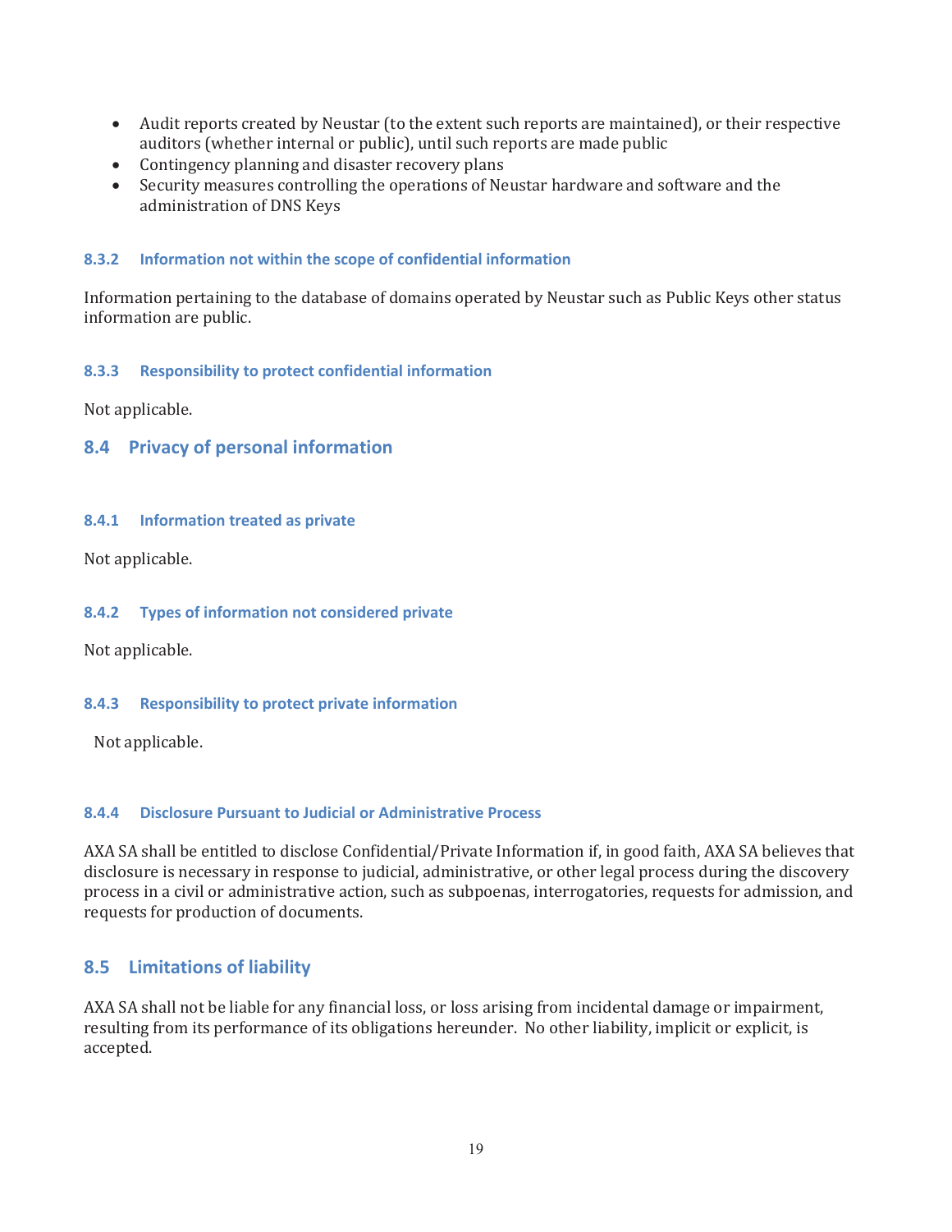- Audit reports created by Neustar (to the extent such reports are maintained), or their respective auditors (whether internal or public), until such reports are made public
- Contingency planning and disaster recovery plans
- Security measures controlling the operations of Neustar hardware and software and the administration of DNS Keys

#### 8.3.2 Information not within the scope of confidential information

Information pertaining to the database of domains operated by Neustar such as Public Keys other status information are public.

#### 8.3.3 Responsibility to protect confidential information

Not applicable.

### 8.4 Privacy of personal information

#### 8.4.1 Information treated as private

Not applicable.

#### 8.4.2 Types of information not considered private

Not applicable.

#### 8.4.3 Responsibility to protect private information

Not applicable.

#### 8.4.4 Disclosure Pursuant to Judicial or Administrative Process

AXA SA shall be entitled to disclose Confidential/Private Information if, in good faith, AXA SA believes that disclosure is necessary in response to judicial, administrative, or other legal process during the discovery process in a civil or administrative action, such as subpoenas, interrogatories, requests for admission, and requests for production of documents.

### 8.5 Limitations of liability

AXA SA shall not be liable for any financial loss, or loss arising from incidental damage or impairment, resulting from its performance of its obligations hereunder. No other liability, implicit or explicit, is accepted.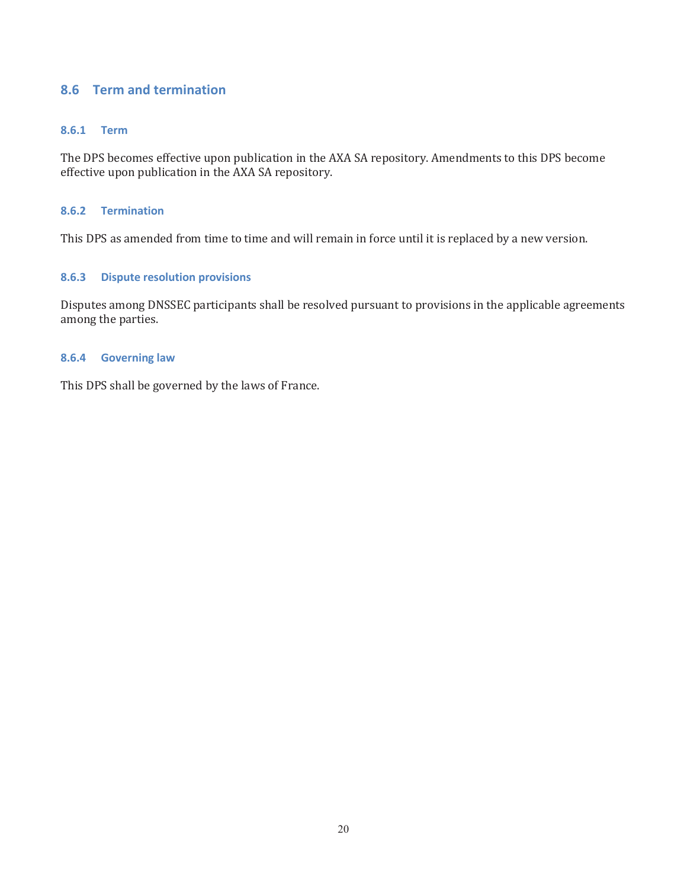## 8.6 Term and termination

### 8.6.1 Term

The DPS becomes effective upon publication in the AXA SA repository. Amendments to this DPS become effective upon publication in the AXA SA repository.

### 8.6.2 Termination

This DPS as amended from time to time and will remain in force until it is replaced by a new version.

### 8.6.3 Dispute resolution provisions

Disputes among DNSSEC participants shall be resolved pursuant to provisions in the applicable agreements among the parties.

### 8.6.4 Governing law

This DPS shall be governed by the laws of France.